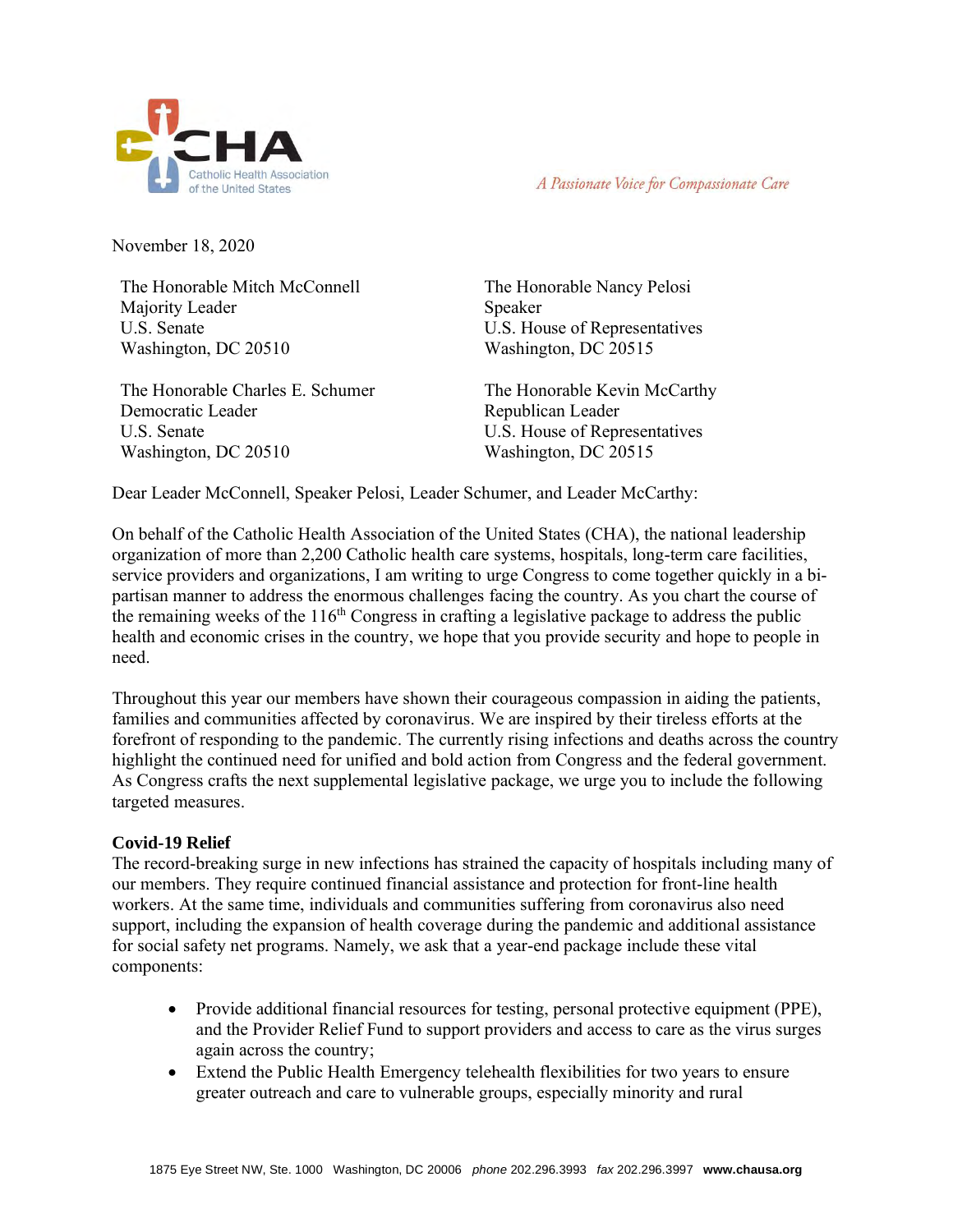Catholic Health Association of the United States

*A Passionate Voice for Compassionate Care*

November 18, 2020

The Honorable Mitch McConnell
Majority Leader
U.S. Senate
Washington, DC 20510

The Honorable Nancy Pelosi
Speaker
U.S. House of Representatives
Washington, DC 20515

The Honorable Charles E. Schumer
Democratic Leader
U.S. Senate
Washington, DC 20510

The Honorable Kevin McCarthy
Republican Leader
U.S. House of Representatives
Washington, DC 20515

Dear Leader McConnell, Speaker Pelosi, Leader Schumer, and Leader McCarthy:

On behalf of the Catholic Health Association of the United States (CHA), the national leadership organization of more than 2,200 Catholic health care systems, hospitals, long-term care facilities, service providers and organizations, I am writing to urge Congress to come together quickly in a bi-partisan manner to address the enormous challenges facing the country. As you chart the course of the remaining weeks of the 116th Congress in crafting a legislative package to address the public health and economic crises in the country, we hope that you provide security and hope to people in need.

Throughout this year our members have shown their courageous compassion in aiding the patients, families and communities affected by coronavirus. We are inspired by their tireless efforts at the forefront of responding to the pandemic. The currently rising infections and deaths across the country highlight the continued need for unified and bold action from Congress and the federal government. As Congress crafts the next supplemental legislative package, we urge you to include the following targeted measures.

**Covid-19 Relief**

The record-breaking surge in new infections has strained the capacity of hospitals including many of our members. They require continued financial assistance and protection for front-line health workers. At the same time, individuals and communities suffering from coronavirus also need support, including the expansion of health coverage during the pandemic and additional assistance for social safety net programs. Namely, we ask that a year-end package include these vital components:

- Provide additional financial resources for testing, personal protective equipment (PPE), and the Provider Relief Fund to support providers and access to care as the virus surges again across the country;
- Extend the Public Health Emergency telehealth flexibilities for two years to ensure greater outreach and care to vulnerable groups, especially minority and rural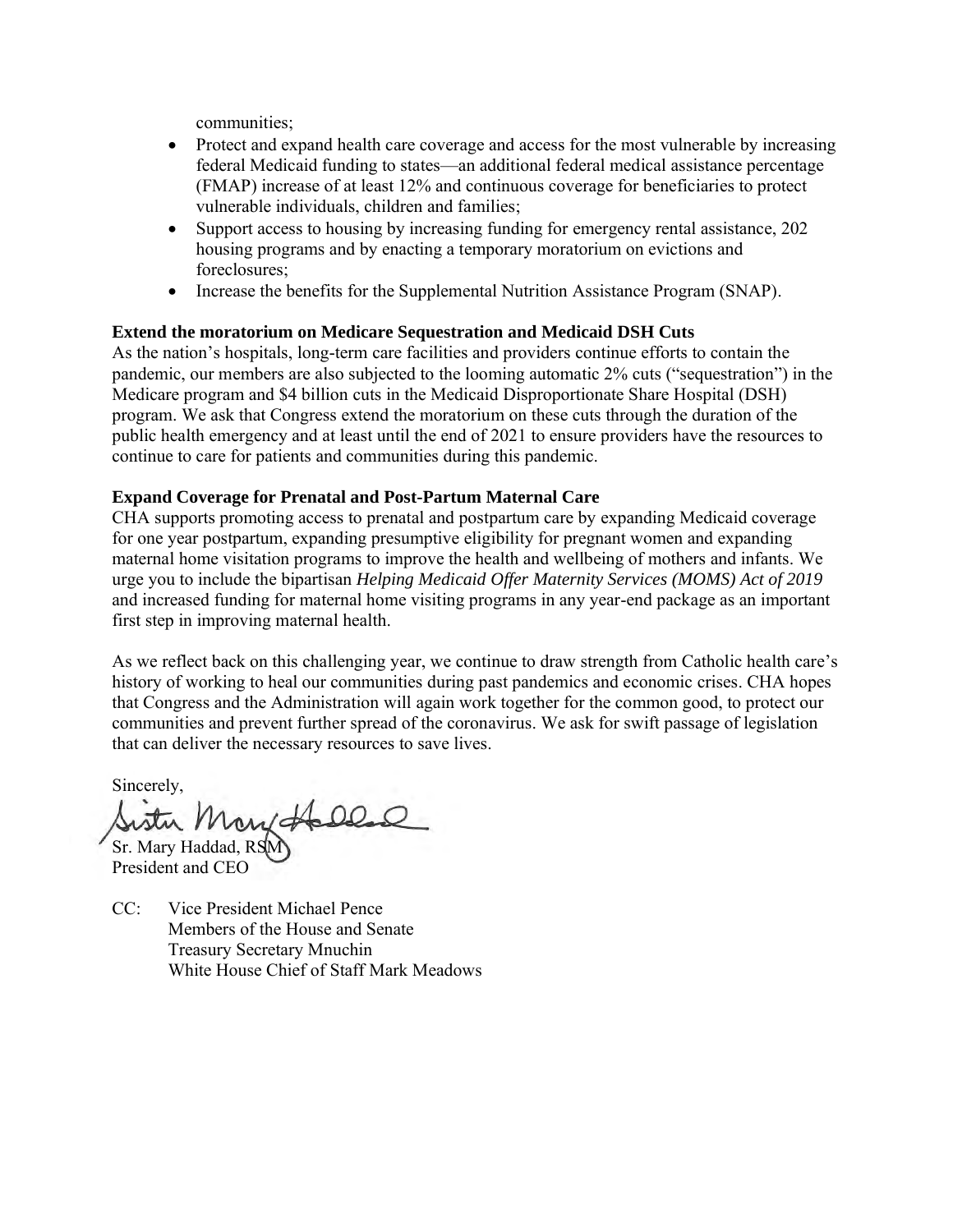communities;

- Protect and expand health care coverage and access for the most vulnerable by increasing federal Medicaid funding to states—an additional federal medical assistance percentage (FMAP) increase of at least 12% and continuous coverage for beneficiaries to protect vulnerable individuals, children and families;
- Support access to housing by increasing funding for emergency rental assistance, 202 housing programs and by enacting a temporary moratorium on evictions and foreclosures;
- Increase the benefits for the Supplemental Nutrition Assistance Program (SNAP).

**Extend the moratorium on Medicare Sequestration and Medicaid DSH Cuts**

As the nation's hospitals, long-term care facilities and providers continue efforts to contain the pandemic, our members are also subjected to the looming automatic 2% cuts ("sequestration") in the Medicare program and $4 billion cuts in the Medicaid Disproportionate Share Hospital (DSH) program. We ask that Congress extend the moratorium on these cuts through the duration of the public health emergency and at least until the end of 2021 to ensure providers have the resources to continue to care for patients and communities during this pandemic.

**Expand Coverage for Prenatal and Post-Partum Maternal Care**

CHA supports promoting access to prenatal and postpartum care by expanding Medicaid coverage for one year postpartum, expanding presumptive eligibility for pregnant women and expanding maternal home visitation programs to improve the health and wellbeing of mothers and infants. We urge you to include the bipartisan *Helping Medicaid Offer Maternity Services (MOMS) Act of 2019* and increased funding for maternal home visiting programs in any year-end package as an important first step in improving maternal health.

As we reflect back on this challenging year, we continue to draw strength from Catholic health care's history of working to heal our communities during past pandemics and economic crises. CHA hopes that Congress and the Administration will again work together for the common good, to protect our communities and prevent further spread of the coronavirus. We ask for swift passage of legislation that can deliver the necessary resources to save lives.

Sincerely,

Sister Mary Haddad

Sr. Mary Haddad, RSM
President and CEO

CC: Vice President Michael Pence
Members of the House and Senate
Treasury Secretary Mnuchin
White House Chief of Staff Mark Meadows